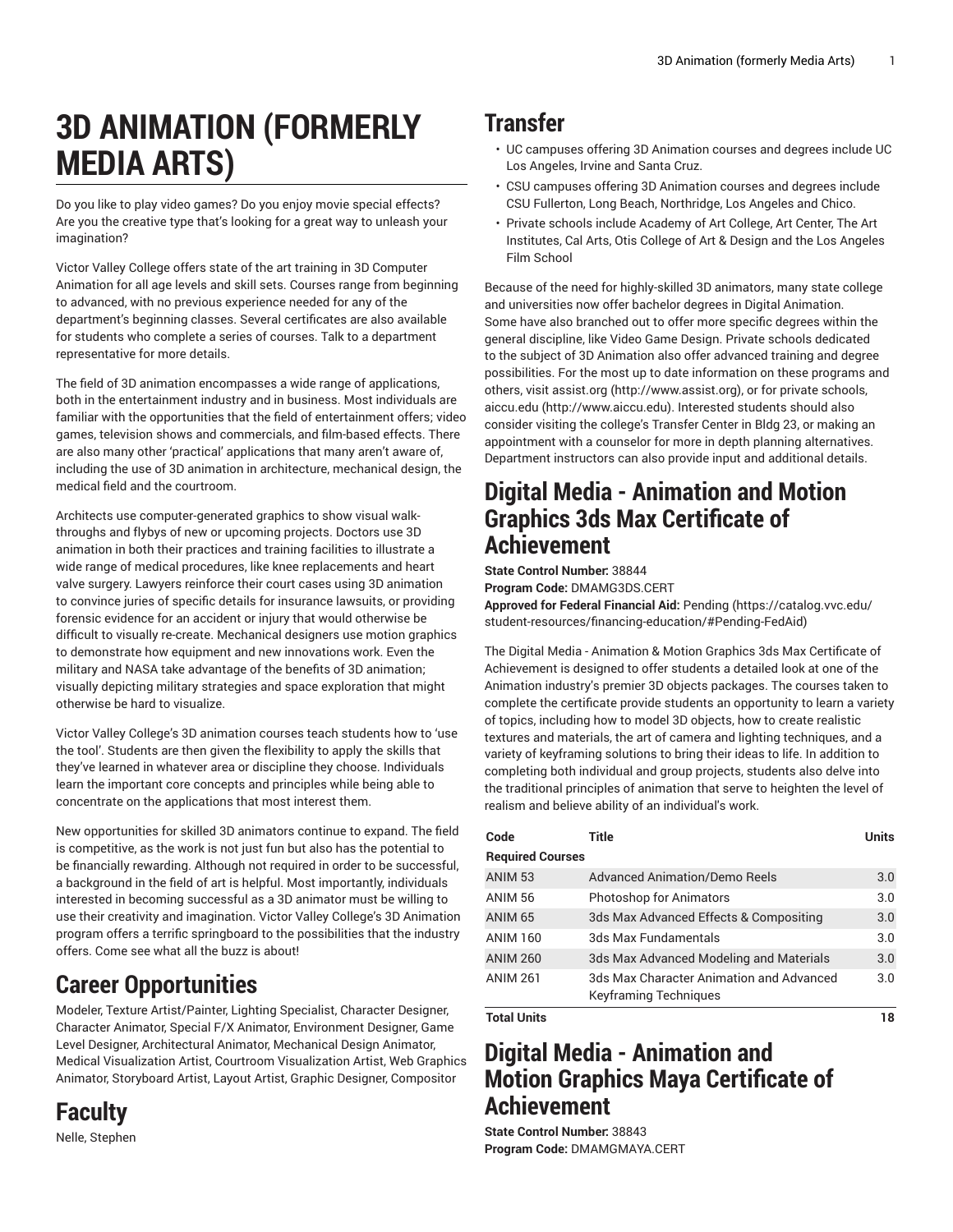# 3D ANIMATION (FORMERLY MEDIA ARTS)

Do you like to play video games? Do you enjoy movie special effects? Are you the creative type that's looking for a great way to unleash your imagination?

Victor Valley College offers state of the art training in 3D Computer Animation for all age levels and skill sets. Courses range from beginning to advanced, with no previous experience needed for any of the department's beginning classes. Several certificates are also available for students who complete a series of courses. Talk to a department representative for more details.

The field of 3D animation encompasses a wide range of applications, both in the entertainment industry and in business. Most individuals are familiar with the opportunities that the field of entertainment offers; video games, television shows and commercials, and film-based effects. There are also many other 'practical' applications that many aren't aware of, including the use of 3D animation in architecture, mechanical design, the medical field and the courtroom.

Architects use computer-generated graphics to show visual walk-throughs and flybys of new or upcoming projects. Doctors use 3D animation in both their practices and training facilities to illustrate a wide range of medical procedures, like knee replacements and heart valve surgery. Lawyers reinforce their court cases using 3D animation to convince juries of specific details for insurance lawsuits, or providing forensic evidence for an accident or injury that would otherwise be difficult to visually re-create. Mechanical designers use motion graphics to demonstrate how equipment and new innovations work. Even the military and NASA take advantage of the benefits of 3D animation; visually depicting military strategies and space exploration that might otherwise be hard to visualize.

Victor Valley College's 3D animation courses teach students how to 'use the tool'. Students are then given the flexibility to apply the skills that they've learned in whatever area or discipline they choose. Individuals learn the important core concepts and principles while being able to concentrate on the applications that most interest them.

New opportunities for skilled 3D animators continue to expand. The field is competitive, as the work is not just fun but also has the potential to be financially rewarding. Although not required in order to be successful, a background in the field of art is helpful. Most importantly, individuals interested in becoming successful as a 3D animator must be willing to use their creativity and imagination. Victor Valley College's 3D Animation program offers a terrific springboard to the possibilities that the industry offers. Come see what all the buzz is about!

## Career Opportunities

Modeler, Texture Artist/Painter, Lighting Specialist, Character Designer, Character Animator, Special F/X Animator, Environment Designer, Game Level Designer, Architectural Animator, Mechanical Design Animator, Medical Visualization Artist, Courtroom Visualization Artist, Web Graphics Animator, Storyboard Artist, Layout Artist, Graphic Designer, Compositor

## Faculty

Nelle, Stephen

## Transfer

- UC campuses offering 3D Animation courses and degrees include UC Los Angeles, Irvine and Santa Cruz.
- CSU campuses offering 3D Animation courses and degrees include CSU Fullerton, Long Beach, Northridge, Los Angeles and Chico.
- Private schools include Academy of Art College, Art Center, The Art Institutes, Cal Arts, Otis College of Art & Design and the Los Angeles Film School

Because of the need for highly-skilled 3D animators, many state college and universities now offer bachelor degrees in Digital Animation. Some have also branched out to offer more specific degrees within the general discipline, like Video Game Design. Private schools dedicated to the subject of 3D Animation also offer advanced training and degree possibilities. For the most up to date information on these programs and others, visit assist.org (http://www.assist.org), or for private schools, aiccu.edu (http://www.aiccu.edu). Interested students should also consider visiting the college's Transfer Center in Bldg 23, or making an appointment with a counselor for more in depth planning alternatives. Department instructors can also provide input and additional details.

## Digital Media - Animation and Motion Graphics 3ds Max Certificate of Achievement

**State Control Number:** 38844
**Program Code:** DMAMG3DS.CERT
**Approved for Federal Financial Aid:** Pending (https://catalog.vvc.edu/student-resources/financing-education/#Pending-FedAid)

The Digital Media - Animation & Motion Graphics 3ds Max Certificate of Achievement is designed to offer students a detailed look at one of the Animation industry's premier 3D objects packages. The courses taken to complete the certificate provide students an opportunity to learn a variety of topics, including how to model 3D objects, how to create realistic textures and materials, the art of camera and lighting techniques, and a variety of keyframing solutions to bring their ideas to life. In addition to completing both individual and group projects, students also delve into the traditional principles of animation that serve to heighten the level of realism and believe ability of an individual's work.

| Code | Title | Units |
|---|---|---|
| **Required Courses** | | |
| ANIM 53 | Advanced Animation/Demo Reels | 3.0 |
| ANIM 56 | Photoshop for Animators | 3.0 |
| ANIM 65 | 3ds Max Advanced Effects & Compositing | 3.0 |
| ANIM 160 | 3ds Max Fundamentals | 3.0 |
| ANIM 260 | 3ds Max Advanced Modeling and Materials | 3.0 |
| ANIM 261 | 3ds Max Character Animation and Advanced Keyframing Techniques | 3.0 |
| **Total Units** | | **18** |

## Digital Media - Animation and Motion Graphics Maya Certificate of Achievement

**State Control Number:** 38843
**Program Code:** DMAMGMAYA.CERT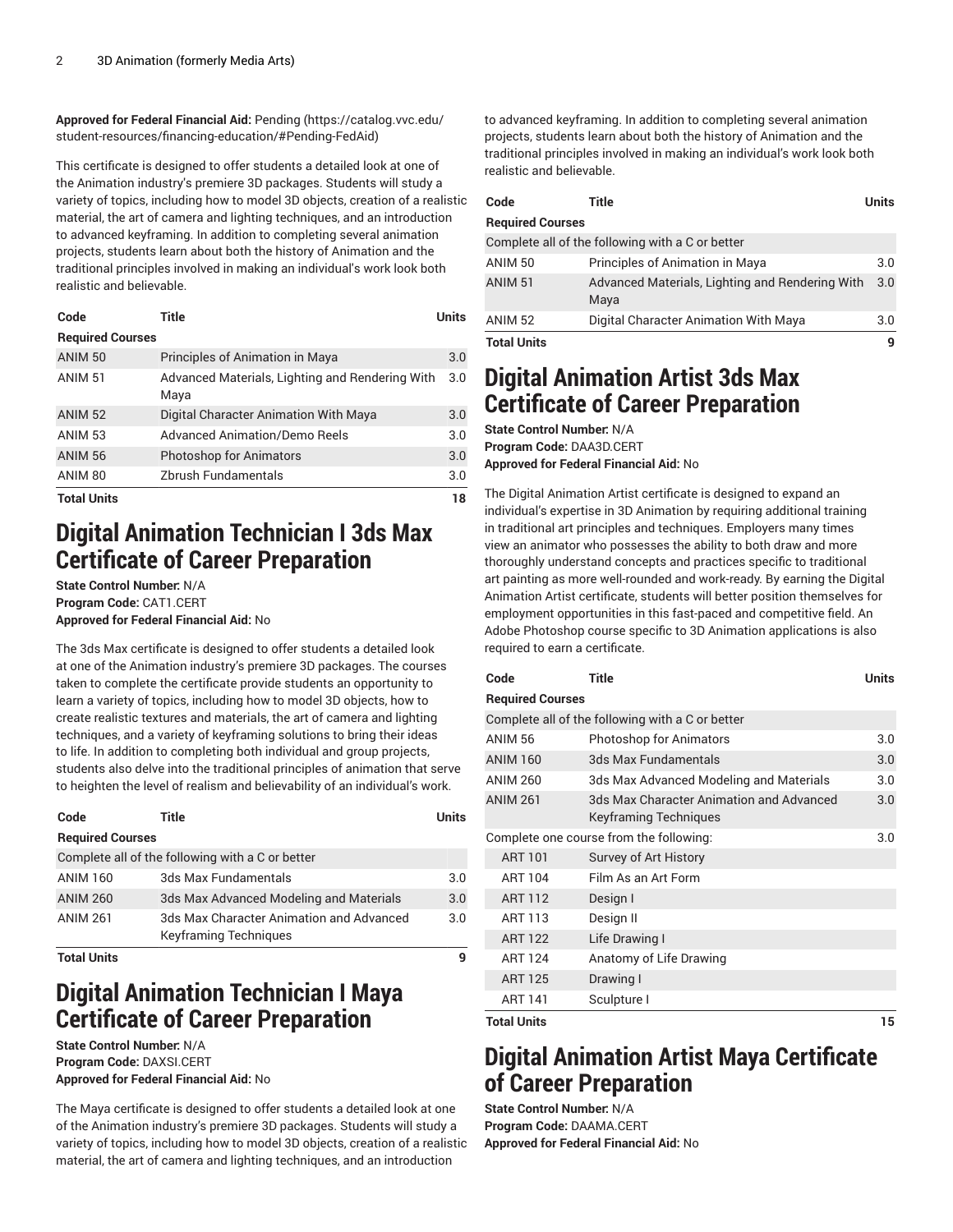**Approved for Federal Financial Aid:** Pending (https://catalog.vvc.edu/student-resources/financing-education/#Pending-FedAid)

This certificate is designed to offer students a detailed look at one of the Animation industry's premiere 3D packages. Students will study a variety of topics, including how to model 3D objects, creation of a realistic material, the art of camera and lighting techniques, and an introduction to advanced keyframing. In addition to completing several animation projects, students learn about both the history of Animation and the traditional principles involved in making an individual's work look both realistic and believable.

| Code | Title | Units |
|---|---|---|
| **Required Courses** | | |
| ANIM 50 | Principles of Animation in Maya | 3.0 |
| ANIM 51 | Advanced Materials, Lighting and Rendering With Maya | 3.0 |
| ANIM 52 | Digital Character Animation With Maya | 3.0 |
| ANIM 53 | Advanced Animation/Demo Reels | 3.0 |
| ANIM 56 | Photoshop for Animators | 3.0 |
| ANIM 80 | Zbrush Fundamentals | 3.0 |
| **Total Units** | | **18** |

## Digital Animation Technician I 3ds Max Certificate of Career Preparation

**State Control Number:** N/A
**Program Code:** CAT1.CERT
**Approved for Federal Financial Aid:** No

The 3ds Max certificate is designed to offer students a detailed look at one of the Animation industry's premiere 3D packages. The courses taken to complete the certificate provide students an opportunity to learn a variety of topics, including how to model 3D objects, how to create realistic textures and materials, the art of camera and lighting techniques, and a variety of keyframing solutions to bring their ideas to life. In addition to completing both individual and group projects, students also delve into the traditional principles of animation that serve to heighten the level of realism and believability of an individual's work.

| Code | Title | Units |
|---|---|---|
| **Required Courses** | | |
| Complete all of the following with a C or better | | |
| ANIM 160 | 3ds Max Fundamentals | 3.0 |
| ANIM 260 | 3ds Max Advanced Modeling and Materials | 3.0 |
| ANIM 261 | 3ds Max Character Animation and Advanced Keyframing Techniques | 3.0 |
| **Total Units** | | **9** |

## Digital Animation Technician I Maya Certificate of Career Preparation

**State Control Number:** N/A
**Program Code:** DAXSI.CERT
**Approved for Federal Financial Aid:** No

The Maya certificate is designed to offer students a detailed look at one of the Animation industry's premiere 3D packages. Students will study a variety of topics, including how to model 3D objects, creation of a realistic material, the art of camera and lighting techniques, and an introduction to advanced keyframing. In addition to completing several animation projects, students learn about both the history of Animation and the traditional principles involved in making an individual's work look both realistic and believable.

| Code | Title | Units |
|---|---|---|
| **Required Courses** | | |
| Complete all of the following with a C or better | | |
| ANIM 50 | Principles of Animation in Maya | 3.0 |
| ANIM 51 | Advanced Materials, Lighting and Rendering With Maya | 3.0 |
| ANIM 52 | Digital Character Animation With Maya | 3.0 |
| **Total Units** | | **9** |

## Digital Animation Artist 3ds Max Certificate of Career Preparation

**State Control Number:** N/A
**Program Code:** DAA3D.CERT
**Approved for Federal Financial Aid:** No

The Digital Animation Artist certificate is designed to expand an individual's expertise in 3D Animation by requiring additional training in traditional art principles and techniques. Employers many times view an animator who possesses the ability to both draw and more thoroughly understand concepts and practices specific to traditional art painting as more well-rounded and work-ready. By earning the Digital Animation Artist certificate, students will better position themselves for employment opportunities in this fast-paced and competitive field. An Adobe Photoshop course specific to 3D Animation applications is also required to earn a certificate.

| Code | Title | Units |
|---|---|---|
| **Required Courses** | | |
| Complete all of the following with a C or better | | |
| ANIM 56 | Photoshop for Animators | 3.0 |
| ANIM 160 | 3ds Max Fundamentals | 3.0 |
| ANIM 260 | 3ds Max Advanced Modeling and Materials | 3.0 |
| ANIM 261 | 3ds Max Character Animation and Advanced Keyframing Techniques | 3.0 |
| Complete one course from the following: | | 3.0 |
| ART 101 | Survey of Art History | |
| ART 104 | Film As an Art Form | |
| ART 112 | Design I | |
| ART 113 | Design II | |
| ART 122 | Life Drawing I | |
| ART 124 | Anatomy of Life Drawing | |
| ART 125 | Drawing I | |
| ART 141 | Sculpture I | |
| **Total Units** | | **15** |

## Digital Animation Artist Maya Certificate of Career Preparation

**State Control Number:** N/A
**Program Code:** DAAMA.CERT
**Approved for Federal Financial Aid:** No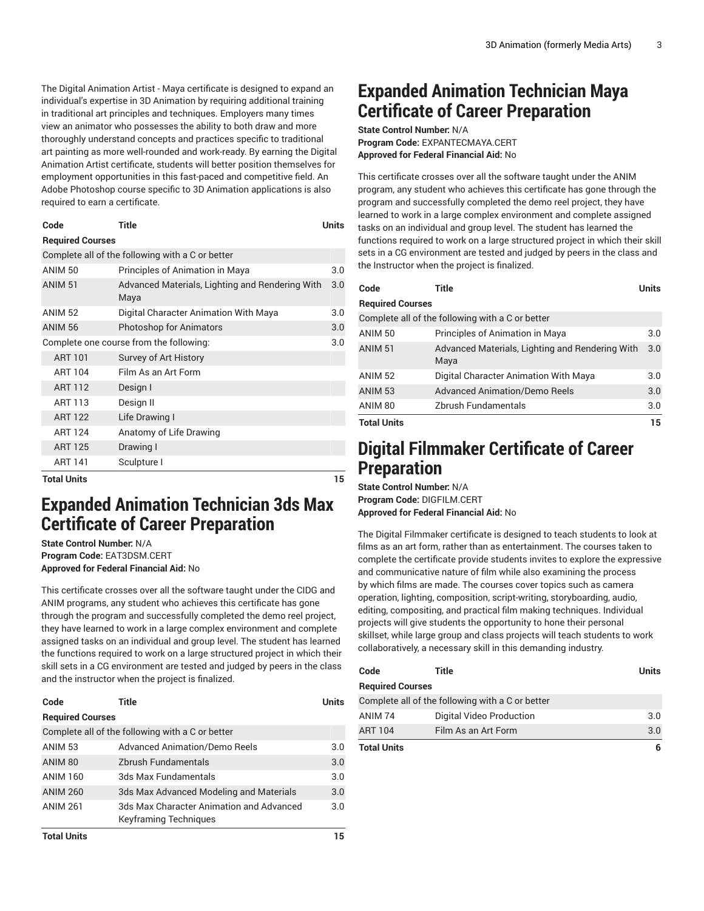The Digital Animation Artist - Maya certificate is designed to expand an individual's expertise in 3D Animation by requiring additional training in traditional art principles and techniques. Employers many times view an animator who possesses the ability to both draw and more thoroughly understand concepts and practices specific to traditional art painting as more well-rounded and work-ready. By earning the Digital Animation Artist certificate, students will better position themselves for employment opportunities in this fast-paced and competitive field. An Adobe Photoshop course specific to 3D Animation applications is also required to earn a certificate.

| Code | Title | Units |
|---|---|---|
| **Required Courses** | | |
| Complete all of the following with a C or better | | |
| ANIM 50 | Principles of Animation in Maya | 3.0 |
| ANIM 51 | Advanced Materials, Lighting and Rendering With Maya | 3.0 |
| ANIM 52 | Digital Character Animation With Maya | 3.0 |
| ANIM 56 | Photoshop for Animators | 3.0 |
| Complete one course from the following: | | 3.0 |
| ART 101 | Survey of Art History | |
| ART 104 | Film As an Art Form | |
| ART 112 | Design I | |
| ART 113 | Design II | |
| ART 122 | Life Drawing I | |
| ART 124 | Anatomy of Life Drawing | |
| ART 125 | Drawing I | |
| ART 141 | Sculpture I | |
| **Total Units** | | **15** |

## Expanded Animation Technician 3ds Max Certificate of Career Preparation

**State Control Number:** N/A
**Program Code:** EAT3DSM.CERT
**Approved for Federal Financial Aid:** No

This certificate crosses over all the software taught under the CIDG and ANIM programs, any student who achieves this certificate has gone through the program and successfully completed the demo reel project, they have learned to work in a large complex environment and complete assigned tasks on an individual and group level. The student has learned the functions required to work on a large structured project in which their skill sets in a CG environment are tested and judged by peers in the class and the instructor when the project is finalized.

| Code | Title | Units |
|---|---|---|
| **Required Courses** | | |
| Complete all of the following with a C or better | | |
| ANIM 53 | Advanced Animation/Demo Reels | 3.0 |
| ANIM 80 | Zbrush Fundamentals | 3.0 |
| ANIM 160 | 3ds Max Fundamentals | 3.0 |
| ANIM 260 | 3ds Max Advanced Modeling and Materials | 3.0 |
| ANIM 261 | 3ds Max Character Animation and Advanced Keyframing Techniques | 3.0 |
| **Total Units** | | **15** |

## Expanded Animation Technician Maya Certificate of Career Preparation

**State Control Number:** N/A
**Program Code:** EXPANTECMAYA.CERT
**Approved for Federal Financial Aid:** No

This certificate crosses over all the software taught under the ANIM program, any student who achieves this certificate has gone through the program and successfully completed the demo reel project, they have learned to work in a large complex environment and complete assigned tasks on an individual and group level. The student has learned the functions required to work on a large structured project in which their skill sets in a CG environment are tested and judged by peers in the class and the Instructor when the project is finalized.

| Code | Title | Units |
|---|---|---|
| **Required Courses** | | |
| Complete all of the following with a C or better | | |
| ANIM 50 | Principles of Animation in Maya | 3.0 |
| ANIM 51 | Advanced Materials, Lighting and Rendering With Maya | 3.0 |
| ANIM 52 | Digital Character Animation With Maya | 3.0 |
| ANIM 53 | Advanced Animation/Demo Reels | 3.0 |
| ANIM 80 | Zbrush Fundamentals | 3.0 |
| **Total Units** | | **15** |

## Digital Filmmaker Certificate of Career Preparation

**State Control Number:** N/A
**Program Code:** DIGFILM.CERT
**Approved for Federal Financial Aid:** No

The Digital Filmmaker certificate is designed to teach students to look at films as an art form, rather than as entertainment. The courses taken to complete the certificate provide students invites to explore the expressive and communicative nature of film while also examining the process by which films are made. The courses cover topics such as camera operation, lighting, composition, script-writing, storyboarding, audio, editing, compositing, and practical film making techniques. Individual projects will give students the opportunity to hone their personal skillset, while large group and class projects will teach students to work collaboratively, a necessary skill in this demanding industry.

| Code | Title | Units |
|---|---|---|
| **Required Courses** | | |
| Complete all of the following with a C or better | | |
| ANIM 74 | Digital Video Production | 3.0 |
| ART 104 | Film As an Art Form | 3.0 |
| **Total Units** | | **6** |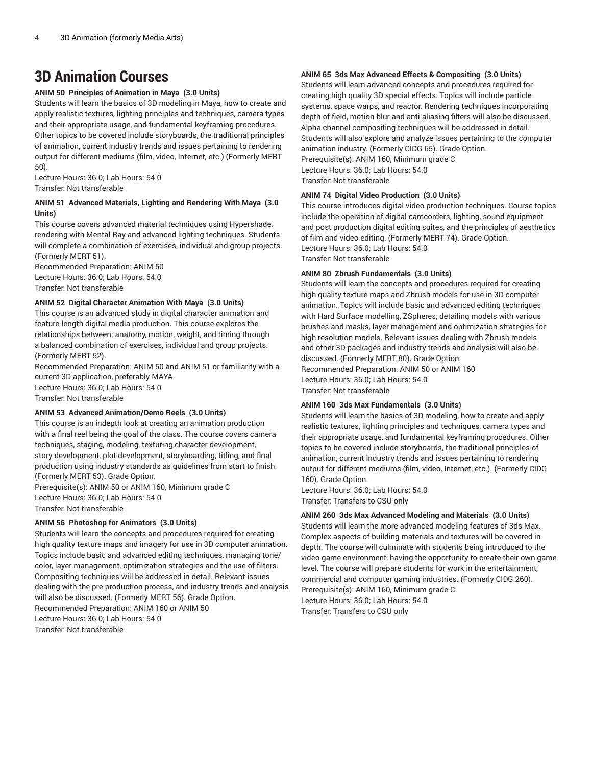# 3D Animation Courses

**ANIM 50 Principles of Animation in Maya (3.0 Units)**

Students will learn the basics of 3D modeling in Maya, how to create and apply realistic textures, lighting principles and techniques, camera types and their appropriate usage, and fundamental keyframing procedures. Other topics to be covered include storyboards, the traditional principles of animation, current industry trends and issues pertaining to rendering output for different mediums (film, video, Internet, etc.) (Formerly MERT 50).
Lecture Hours: 36.0; Lab Hours: 54.0
Transfer: Not transferable

**ANIM 51 Advanced Materials, Lighting and Rendering With Maya (3.0 Units)**

This course covers advanced material techniques using Hypershade, rendering with Mental Ray and advanced lighting techniques. Students will complete a combination of exercises, individual and group projects. (Formerly MERT 51).
Recommended Preparation: ANIM 50
Lecture Hours: 36.0; Lab Hours: 54.0
Transfer: Not transferable

**ANIM 52 Digital Character Animation With Maya (3.0 Units)**

This course is an advanced study in digital character animation and feature-length digital media production. This course explores the relationships between; anatomy, motion, weight, and timing through a balanced combination of exercises, individual and group projects. (Formerly MERT 52).
Recommended Preparation: ANIM 50 and ANIM 51 or familiarity with a current 3D application, preferably MAYA.
Lecture Hours: 36.0; Lab Hours: 54.0
Transfer: Not transferable

**ANIM 53 Advanced Animation/Demo Reels (3.0 Units)**

This course is an indepth look at creating an animation production with a final reel being the goal of the class. The course covers camera techniques, staging, modeling, texturing,character development, story development, plot development, storyboarding, titling, and final production using industry standards as guidelines from start to finish. (Formerly MERT 53). Grade Option.
Prerequisite(s): ANIM 50 or ANIM 160, Minimum grade C
Lecture Hours: 36.0; Lab Hours: 54.0
Transfer: Not transferable

**ANIM 56 Photoshop for Animators (3.0 Units)**

Students will learn the concepts and procedures required for creating high quality texture maps and imagery for use in 3D computer animation. Topics include basic and advanced editing techniques, managing tone/color, layer management, optimization strategies and the use of filters. Compositing techniques will be addressed in detail. Relevant issues dealing with the pre-production process, and industry trends and analysis will also be discussed. (Formerly MERT 56). Grade Option.
Recommended Preparation: ANIM 160 or ANIM 50
Lecture Hours: 36.0; Lab Hours: 54.0
Transfer: Not transferable

**ANIM 65 3ds Max Advanced Effects & Compositing (3.0 Units)**

Students will learn advanced concepts and procedures required for creating high quality 3D special effects. Topics will include particle systems, space warps, and reactor. Rendering techniques incorporating depth of field, motion blur and anti-aliasing filters will also be discussed. Alpha channel compositing techniques will be addressed in detail. Students will also explore and analyze issues pertaining to the computer animation industry. (Formerly CIDG 65). Grade Option.
Prerequisite(s): ANIM 160, Minimum grade C
Lecture Hours: 36.0; Lab Hours: 54.0
Transfer: Not transferable

**ANIM 74 Digital Video Production (3.0 Units)**

This course introduces digital video production techniques. Course topics include the operation of digital camcorders, lighting, sound equipment and post production digital editing suites, and the principles of aesthetics of film and video editing. (Formerly MERT 74). Grade Option.
Lecture Hours: 36.0; Lab Hours: 54.0
Transfer: Not transferable

**ANIM 80 Zbrush Fundamentals (3.0 Units)**

Students will learn the concepts and procedures required for creating high quality texture maps and Zbrush models for use in 3D computer animation. Topics will include basic and advanced editing techniques with Hard Surface modelling, ZSpheres, detailing models with various brushes and masks, layer management and optimization strategies for high resolution models. Relevant issues dealing with Zbrush models and other 3D packages and industry trends and analysis will also be discussed. (Formerly MERT 80). Grade Option.
Recommended Preparation: ANIM 50 or ANIM 160
Lecture Hours: 36.0; Lab Hours: 54.0
Transfer: Not transferable

**ANIM 160 3ds Max Fundamentals (3.0 Units)**

Students will learn the basics of 3D modeling, how to create and apply realistic textures, lighting principles and techniques, camera types and their appropriate usage, and fundamental keyframing procedures. Other topics to be covered include storyboards, the traditional principles of animation, current industry trends and issues pertaining to rendering output for different mediums (film, video, Internet, etc.). (Formerly CIDG 160). Grade Option.
Lecture Hours: 36.0; Lab Hours: 54.0
Transfer: Transfers to CSU only

**ANIM 260 3ds Max Advanced Modeling and Materials (3.0 Units)**

Students will learn the more advanced modeling features of 3ds Max. Complex aspects of building materials and textures will be covered in depth. The course will culminate with students being introduced to the video game environment, having the opportunity to create their own game level. The course will prepare students for work in the entertainment, commercial and computer gaming industries. (Formerly CIDG 260).
Prerequisite(s): ANIM 160, Minimum grade C
Lecture Hours: 36.0; Lab Hours: 54.0
Transfer: Transfers to CSU only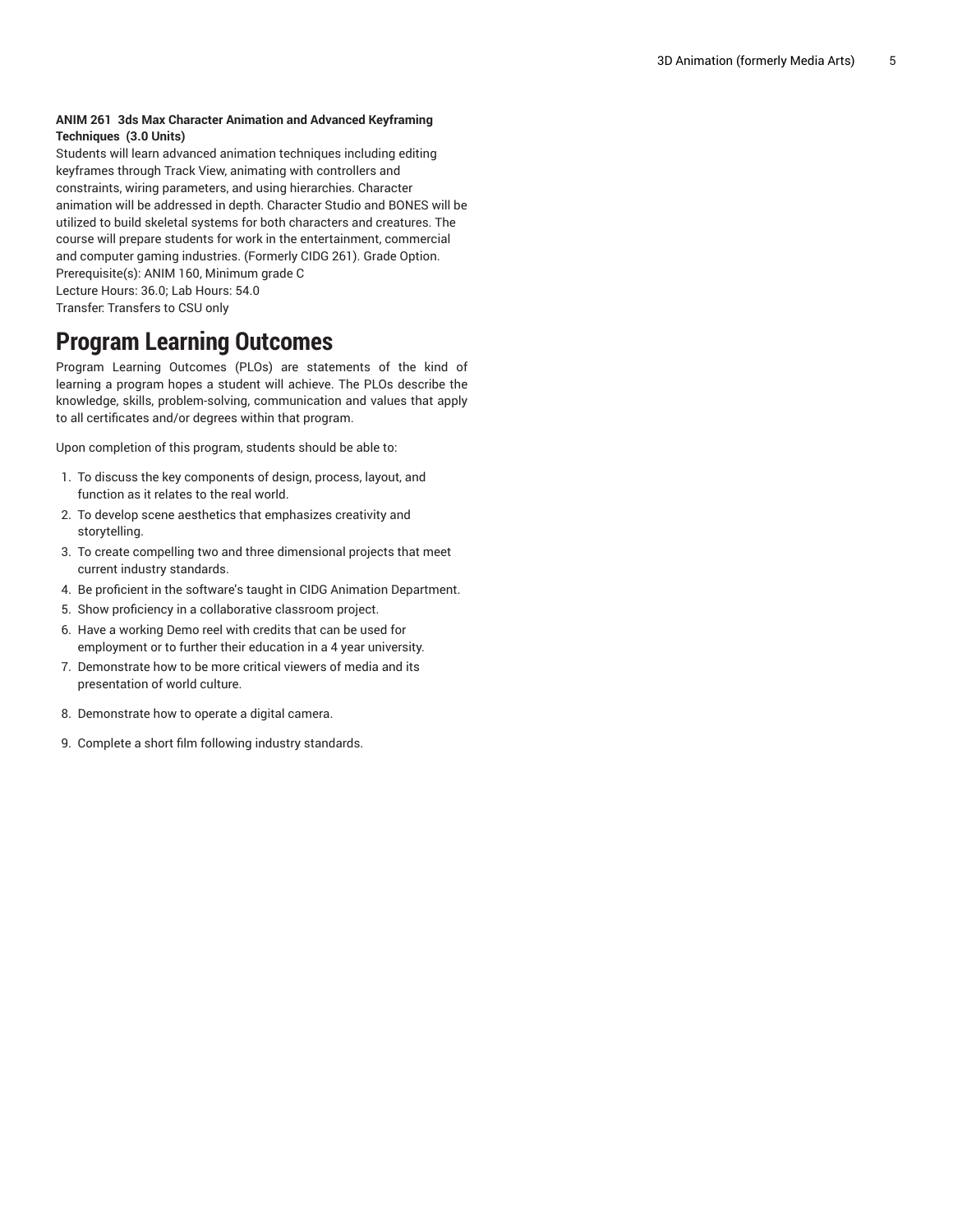**ANIM 261 3ds Max Character Animation and Advanced Keyframing Techniques (3.0 Units)**

Students will learn advanced animation techniques including editing keyframes through Track View, animating with controllers and constraints, wiring parameters, and using hierarchies. Character animation will be addressed in depth. Character Studio and BONES will be utilized to build skeletal systems for both characters and creatures. The course will prepare students for work in the entertainment, commercial and computer gaming industries. (Formerly CIDG 261). Grade Option.
Prerequisite(s): ANIM 160, Minimum grade C
Lecture Hours: 36.0; Lab Hours: 54.0
Transfer: Transfers to CSU only

## Program Learning Outcomes

Program Learning Outcomes (PLOs) are statements of the kind of learning a program hopes a student will achieve. The PLOs describe the knowledge, skills, problem-solving, communication and values that apply to all certificates and/or degrees within that program.

Upon completion of this program, students should be able to:

1. To discuss the key components of design, process, layout, and function as it relates to the real world.
2. To develop scene aesthetics that emphasizes creativity and storytelling.
3. To create compelling two and three dimensional projects that meet current industry standards.
4. Be proficient in the software's taught in CIDG Animation Department.
5. Show proficiency in a collaborative classroom project.
6. Have a working Demo reel with credits that can be used for employment or to further their education in a 4 year university.
7. Demonstrate how to be more critical viewers of media and its presentation of world culture.
8. Demonstrate how to operate a digital camera.
9. Complete a short film following industry standards.